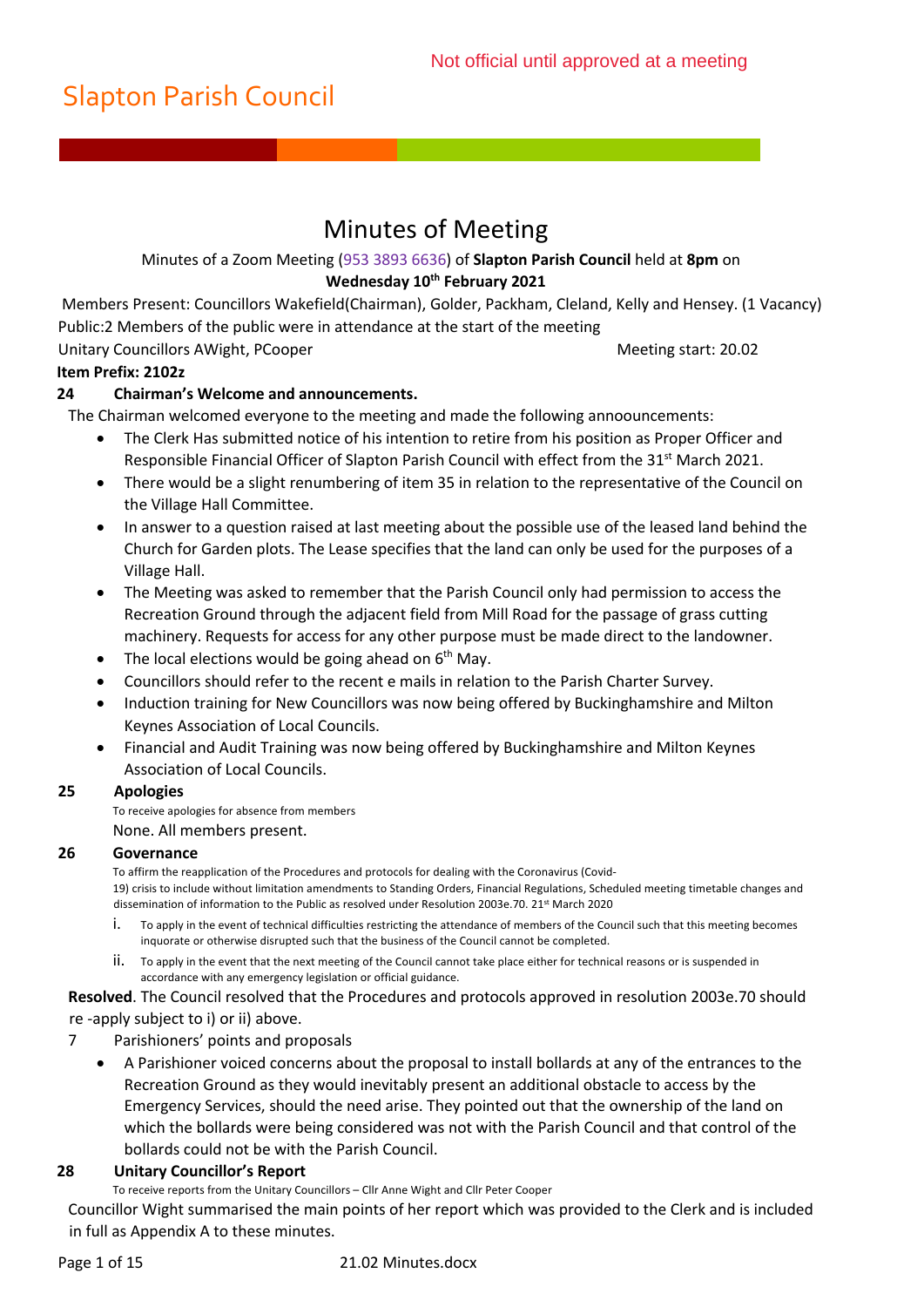Not official until approved at a meeting

# Slapton Parish Council

## Minutes of Meeting

Minutes of a Zoom Meeting (953 3893 6636) of **Slapton Parish Council** held at **8pm** on **Wednesday 10th February 2021**

Members Present: Councillors Wakefield(Chairman), Golder, Packham, Cleland, Kelly and Hensey. (1 Vacancy)
Public:2 Members of the public were in attendance at the start of the meeting
Unitary Councillors AWight, PCooper

Meeting start: 20.02

**Item Prefix: 2102z**

### 24 Chairman's Welcome and announcements.

The Chairman welcomed everyone to the meeting and made the following annoouncements:

- The Clerk Has submitted notice of his intention to retire from his position as Proper Officer and Responsible Financial Officer of Slapton Parish Council with effect from the 31st March 2021.
- There would be a slight renumbering of item 35 in relation to the representative of the Council on the Village Hall Committee.
- In answer to a question raised at last meeting about the possible use of the leased land behind the Church for Garden plots. The Lease specifies that the land can only be used for the purposes of a Village Hall.
- The Meeting was asked to remember that the Parish Council only had permission to access the Recreation Ground through the adjacent field from Mill Road for the passage of grass cutting machinery. Requests for access for any other purpose must be made direct to the landowner.
- The local elections would be going ahead on 6th May.
- Councillors should refer to the recent e mails in relation to the Parish Charter Survey.
- Induction training for New Councillors was now being offered by Buckinghamshire and Milton Keynes Association of Local Councils.
- Financial and Audit Training was now being offered by Buckinghamshire and Milton Keynes Association of Local Councils.

### 25 Apologies

To receive apologies for absence from members

None. All members present.

### 26 Governance

To affirm the reapplication of the Procedures and protocols for dealing with the Coronavirus (Covid-19) crisis to include without limitation amendments to Standing Orders, Financial Regulations, Scheduled meeting timetable changes and dissemination of information to the Public as resolved under Resolution 2003e.70. 21st March 2020

i. To apply in the event of technical difficulties restricting the attendance of members of the Council such that this meeting becomes inquorate or otherwise disrupted such that the business of the Council cannot be completed.

ii. To apply in the event that the next meeting of the Council cannot take place either for technical reasons or is suspended in accordance with any emergency legislation or official guidance.

**Resolved**. The Council resolved that the Procedures and protocols approved in resolution 2003e.70 should re -apply subject to i) or ii) above.

### 7 Parishioners' points and proposals

- A Parishioner voiced concerns about the proposal to install bollards at any of the entrances to the Recreation Ground as they would inevitably present an additional obstacle to access by the Emergency Services, should the need arise. They pointed out that the ownership of the land on which the bollards were being considered was not with the Parish Council and that control of the bollards could not be with the Parish Council.

### 28 Unitary Councillor's Report

To receive reports from the Unitary Councillors – Cllr Anne Wight and Cllr Peter Cooper

Councillor Wight summarised the main points of her report which was provided to the Clerk and is included in full as Appendix A to these minutes.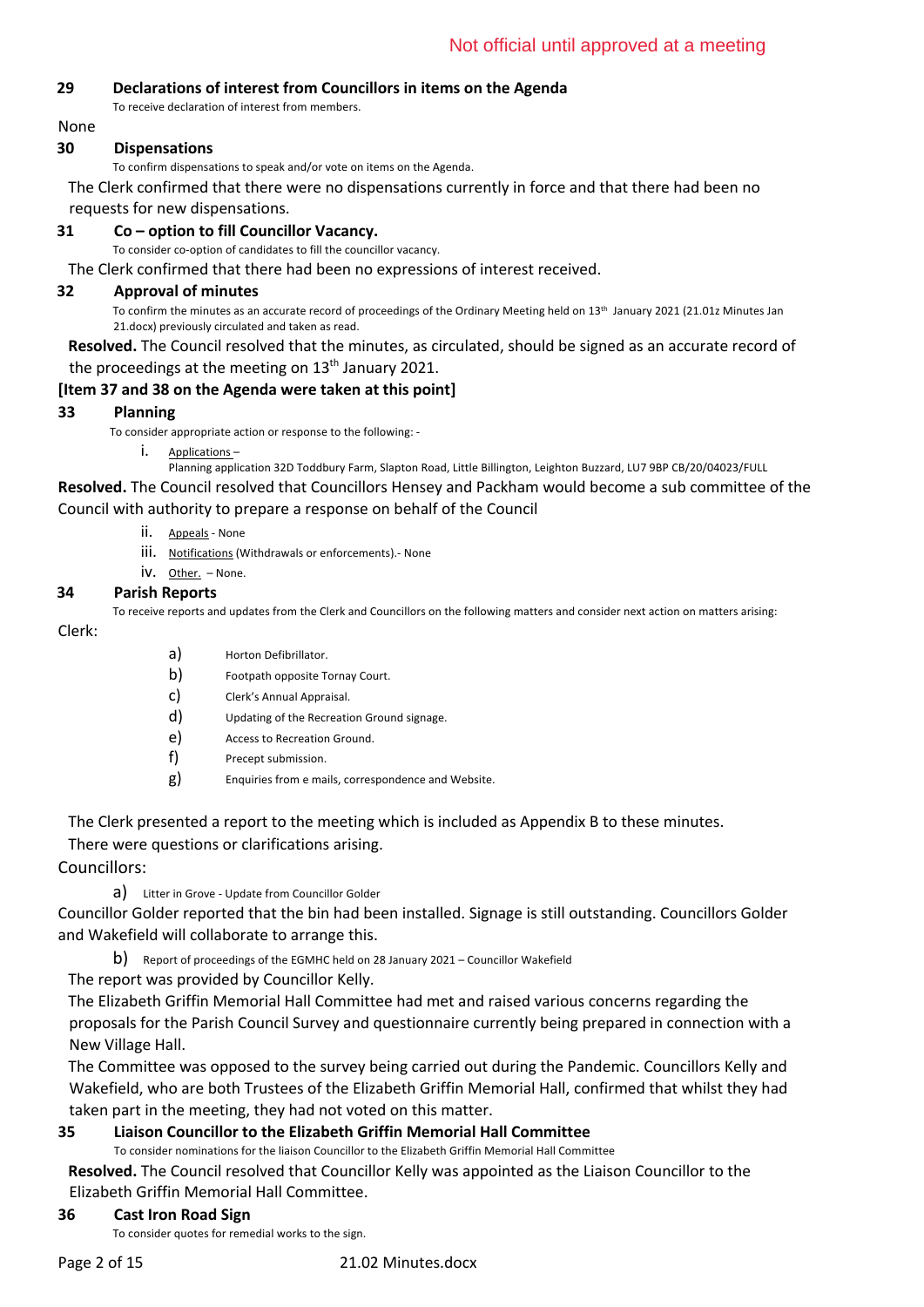Not official until approved at a meeting

## 29 Declarations of interest from Councillors in items on the Agenda

To receive declaration of interest from members.

None

## 30 Dispensations

To confirm dispensations to speak and/or vote on items on the Agenda.

The Clerk confirmed that there were no dispensations currently in force and that there had been no requests for new dispensations.

## 31 Co – option to fill Councillor Vacancy.

To consider co-option of candidates to fill the councillor vacancy.

The Clerk confirmed that there had been no expressions of interest received.

## 32 Approval of minutes

To confirm the minutes as an accurate record of proceedings of the Ordinary Meeting held on 13th January 2021 (21.01z Minutes Jan 21.docx) previously circulated and taken as read.

**Resolved.** The Council resolved that the minutes, as circulated, should be signed as an accurate record of the proceedings at the meeting on 13th January 2021.

**[Item 37 and 38 on the Agenda were taken at this point]**

## 33 Planning

To consider appropriate action or response to the following: -

i. Applications –
Planning application 32D Toddbury Farm, Slapton Road, Little Billington, Leighton Buzzard, LU7 9BP CB/20/04023/FULL

**Resolved.** The Council resolved that Councillors Hensey and Packham would become a sub committee of the Council with authority to prepare a response on behalf of the Council

ii. Appeals - None

iii. Notifications (Withdrawals or enforcements).- None

iv. Other. – None.

## 34 Parish Reports

To receive reports and updates from the Clerk and Councillors on the following matters and consider next action on matters arising:

Clerk:

a) Horton Defibrillator.
b) Footpath opposite Tornay Court.
c) Clerk's Annual Appraisal.
d) Updating of the Recreation Ground signage.
e) Access to Recreation Ground.
f) Precept submission.
g) Enquiries from e mails, correspondence and Website.

The Clerk presented a report to the meeting which is included as Appendix B to these minutes.

There were questions or clarifications arising.

Councillors:

a) Litter in Grove - Update from Councillor Golder

Councillor Golder reported that the bin had been installed. Signage is still outstanding. Councillors Golder and Wakefield will collaborate to arrange this.

b) Report of proceedings of the EGMHC held on 28 January 2021 – Councillor Wakefield

The report was provided by Councillor Kelly.

The Elizabeth Griffin Memorial Hall Committee had met and raised various concerns regarding the proposals for the Parish Council Survey and questionnaire currently being prepared in connection with a New Village Hall.

The Committee was opposed to the survey being carried out during the Pandemic. Councillors Kelly and Wakefield, who are both Trustees of the Elizabeth Griffin Memorial Hall, confirmed that whilst they had taken part in the meeting, they had not voted on this matter.

## 35 Liaison Councillor to the Elizabeth Griffin Memorial Hall Committee

To consider nominations for the liaison Councillor to the Elizabeth Griffin Memorial Hall Committee

**Resolved.** The Council resolved that Councillor Kelly was appointed as the Liaison Councillor to the Elizabeth Griffin Memorial Hall Committee.

## 36 Cast Iron Road Sign

To consider quotes for remedial works to the sign.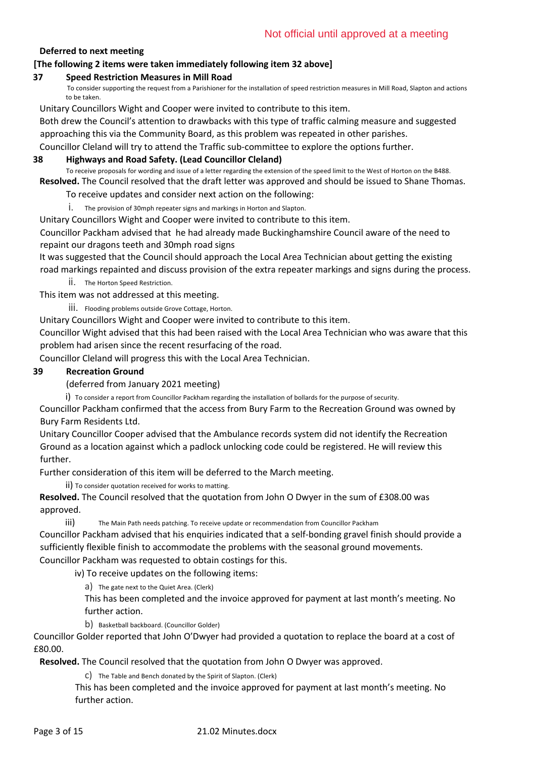Not official until approved at a meeting

**Deferred to next meeting**

**[The following 2 items were taken immediately following item 32 above]**

### 37 Speed Restriction Measures in Mill Road

To consider supporting the request from a Parishioner for the installation of speed restriction measures in Mill Road, Slapton and actions to be taken.

Unitary Councillors Wight and Cooper were invited to contribute to this item.

Both drew the Council's attention to drawbacks with this type of traffic calming measure and suggested approaching this via the Community Board, as this problem was repeated in other parishes.

Councillor Cleland will try to attend the Traffic sub-committee to explore the options further.

### 38 Highways and Road Safety. (Lead Councillor Cleland)

To receive proposals for wording and issue of a letter regarding the extension of the speed limit to the West of Horton on the B488.

**Resolved.** The Council resolved that the draft letter was approved and should be issued to Shane Thomas.

To receive updates and consider next action on the following:

i. The provision of 30mph repeater signs and markings in Horton and Slapton.

Unitary Councillors Wight and Cooper were invited to contribute to this item.

Councillor Packham advised that he had already made Buckinghamshire Council aware of the need to repaint our dragons teeth and 30mph road signs

It was suggested that the Council should approach the Local Area Technician about getting the existing road markings repainted and discuss provision of the extra repeater markings and signs during the process.

ii. The Horton Speed Restriction.

This item was not addressed at this meeting.

iii. Flooding problems outside Grove Cottage, Horton.

Unitary Councillors Wight and Cooper were invited to contribute to this item.

Councillor Wight advised that this had been raised with the Local Area Technician who was aware that this problem had arisen since the recent resurfacing of the road.

Councillor Cleland will progress this with the Local Area Technician.

### 39 Recreation Ground

(deferred from January 2021 meeting)

i) To consider a report from Councillor Packham regarding the installation of bollards for the purpose of security.

Councillor Packham confirmed that the access from Bury Farm to the Recreation Ground was owned by Bury Farm Residents Ltd.

Unitary Councillor Cooper advised that the Ambulance records system did not identify the Recreation Ground as a location against which a padlock unlocking code could be registered. He will review this further.

Further consideration of this item will be deferred to the March meeting.

ii) To consider quotation received for works to matting.

**Resolved.** The Council resolved that the quotation from John O Dwyer in the sum of £308.00 was approved.

iii) The Main Path needs patching. To receive update or recommendation from Councillor Packham

Councillor Packham advised that his enquiries indicated that a self-bonding gravel finish should provide a sufficiently flexible finish to accommodate the problems with the seasonal ground movements.

Councillor Packham was requested to obtain costings for this.

iv) To receive updates on the following items:

a) The gate next to the Quiet Area. (Clerk)

This has been completed and the invoice approved for payment at last month's meeting. No further action.

b) Basketball backboard. (Councillor Golder)

Councillor Golder reported that John O'Dwyer had provided a quotation to replace the board at a cost of £80.00.

**Resolved.** The Council resolved that the quotation from John O Dwyer was approved.

c) The Table and Bench donated by the Spirit of Slapton. (Clerk)

This has been completed and the invoice approved for payment at last month's meeting. No further action.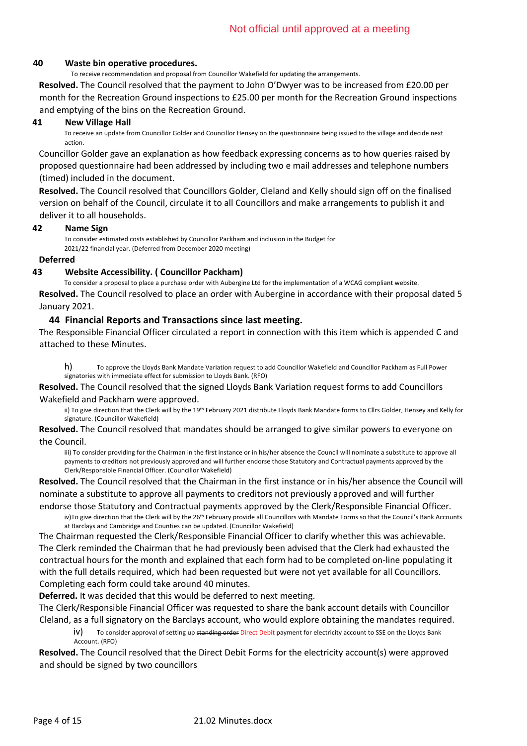Not official until approved at a meeting

**40 Waste bin operative procedures.**

To receive recommendation and proposal from Councillor Wakefield for updating the arrangements.

**Resolved.** The Council resolved that the payment to John O'Dwyer was to be increased from £20.00 per month for the Recreation Ground inspections to £25.00 per month for the Recreation Ground inspections and emptying of the bins on the Recreation Ground.

**41 New Village Hall**

To receive an update from Councillor Golder and Councillor Hensey on the questionnaire being issued to the village and decide next action.

Councillor Golder gave an explanation as how feedback expressing concerns as to how queries raised by proposed questionnaire had been addressed by including two e mail addresses and telephone numbers (timed) included in the document.

**Resolved.** The Council resolved that Councillors Golder, Cleland and Kelly should sign off on the finalised version on behalf of the Council, circulate it to all Councillors and make arrangements to publish it and deliver it to all households.

**42 Name Sign**

To consider estimated costs established by Councillor Packham and inclusion in the Budget for 2021/22 financial year. (Deferred from December 2020 meeting)

**Deferred**

**43 Website Accessibility. ( Councillor Packham)**

To consider a proposal to place a purchase order with Aubergine Ltd for the implementation of a WCAG compliant website.

**Resolved.** The Council resolved to place an order with Aubergine in accordance with their proposal dated 5 January 2021.

**44 Financial Reports and Transactions since last meeting.**

The Responsible Financial Officer circulated a report in connection with this item which is appended C and attached to these Minutes.

h) To approve the Lloyds Bank Mandate Variation request to add Councillor Wakefield and Councillor Packham as Full Power signatories with immediate effect for submission to Lloyds Bank. (RFO)

**Resolved.** The Council resolved that the signed Lloyds Bank Variation request forms to add Councillors Wakefield and Packham were approved.

ii) To give direction that the Clerk will by the 19th February 2021 distribute Lloyds Bank Mandate forms to Cllrs Golder, Hensey and Kelly for signature. (Councillor Wakefield)

**Resolved.** The Council resolved that mandates should be arranged to give similar powers to everyone on the Council.

iii) To consider providing for the Chairman in the first instance or in his/her absence the Council will nominate a substitute to approve all payments to creditors not previously approved and will further endorse those Statutory and Contractual payments approved by the Clerk/Responsible Financial Officer. (Councillor Wakefield)

**Resolved.** The Council resolved that the Chairman in the first instance or in his/her absence the Council will nominate a substitute to approve all payments to creditors not previously approved and will further endorse those Statutory and Contractual payments approved by the Clerk/Responsible Financial Officer.

iv)To give direction that the Clerk will by the 26th February provide all Councillors with Mandate Forms so that the Council's Bank Accounts at Barclays and Cambridge and Counties can be updated. (Councillor Wakefield)

The Chairman requested the Clerk/Responsible Financial Officer to clarify whether this was achievable. The Clerk reminded the Chairman that he had previously been advised that the Clerk had exhausted the contractual hours for the month and explained that each form had to be completed on-line populating it with the full details required, which had been requested but were not yet available for all Councillors. Completing each form could take around 40 minutes.

**Deferred.** It was decided that this would be deferred to next meeting.

The Clerk/Responsible Financial Officer was requested to share the bank account details with Councillor Cleland, as a full signatory on the Barclays account, who would explore obtaining the mandates required.

iv) To consider approval of setting up ~~standing order~~ Direct Debit payment for electricity account to SSE on the Lloyds Bank Account. (RFO)

**Resolved.** The Council resolved that the Direct Debit Forms for the electricity account(s) were approved and should be signed by two councillors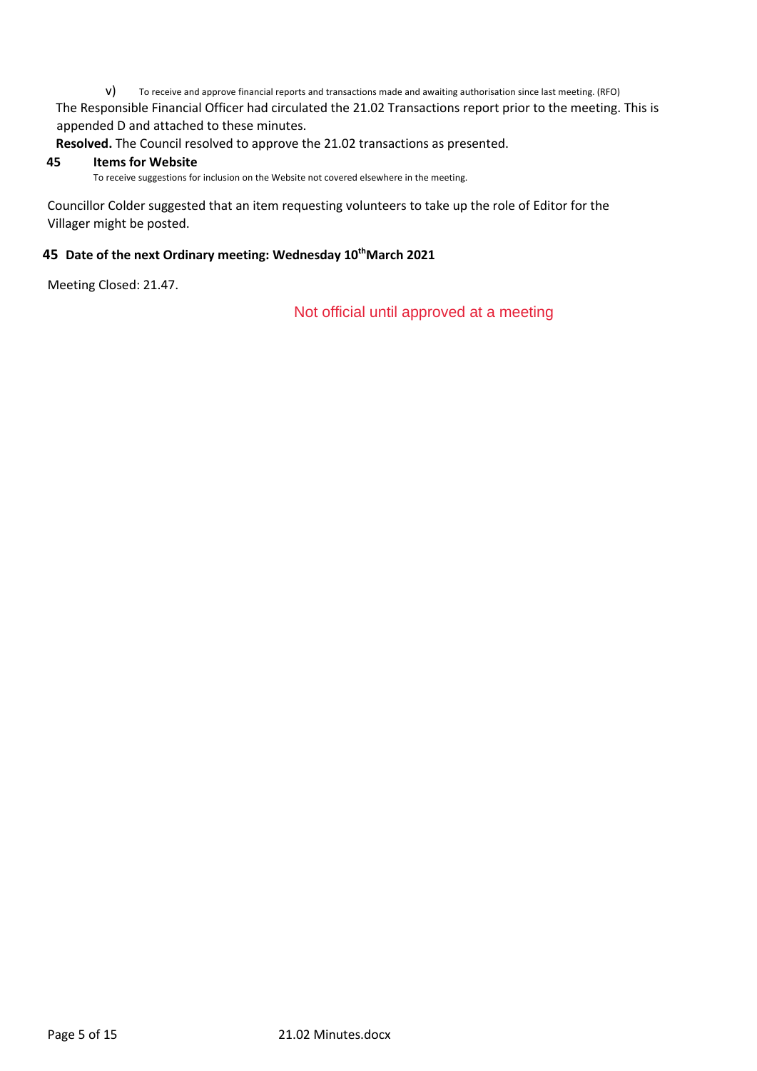v) To receive and approve financial reports and transactions made and awaiting authorisation since last meeting. (RFO)

The Responsible Financial Officer had circulated the 21.02 Transactions report prior to the meeting. This is appended D and attached to these minutes.

**Resolved.** The Council resolved to approve the 21.02 transactions as presented.

## 45 Items for Website

To receive suggestions for inclusion on the Website not covered elsewhere in the meeting.

Councillor Colder suggested that an item requesting volunteers to take up the role of Editor for the Villager might be posted.

## 45 Date of the next Ordinary meeting: Wednesday 10th March 2021

Meeting Closed: 21.47.

Not official until approved at a meeting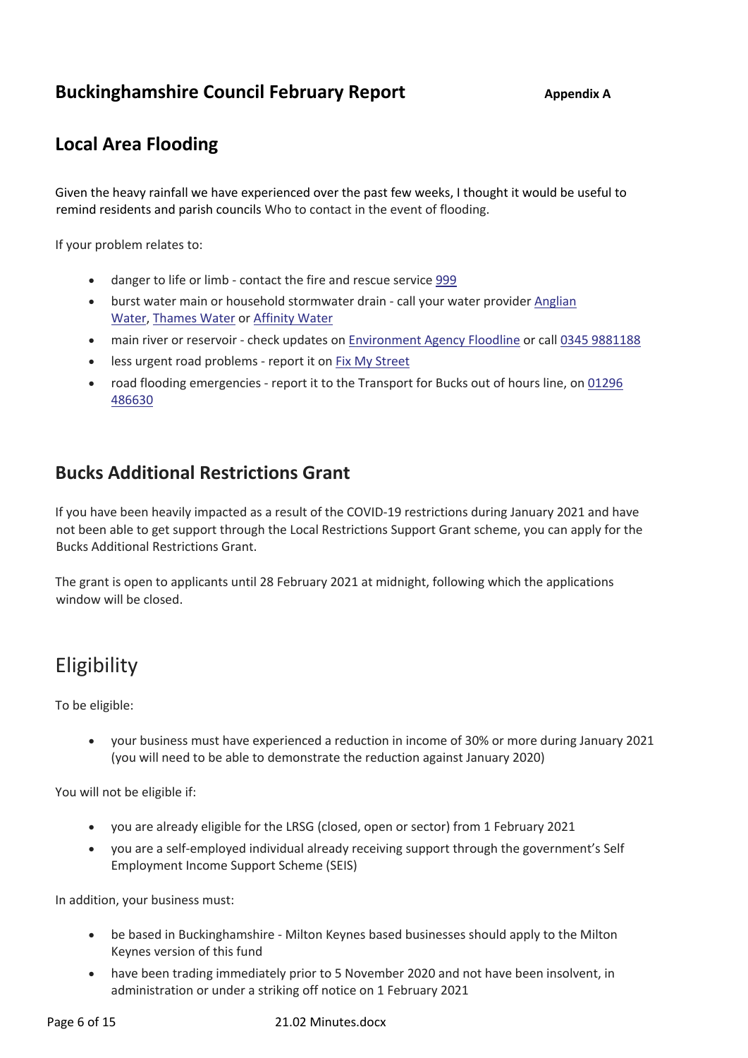## Buckinghamshire Council February Report

**Appendix A**

## Local Area Flooding

Given the heavy rainfall we have experienced over the past few weeks, I thought it would be useful to remind residents and parish councils Who to contact in the event of flooding.

If your problem relates to:

- danger to life or limb - contact the fire and rescue service 999
- burst water main or household stormwater drain - call your water provider Anglian Water, Thames Water or Affinity Water
- main river or reservoir - check updates on Environment Agency Floodline or call 0345 9881188
- less urgent road problems - report it on Fix My Street
- road flooding emergencies - report it to the Transport for Bucks out of hours line, on 01296 486630

## Bucks Additional Restrictions Grant

If you have been heavily impacted as a result of the COVID-19 restrictions during January 2021 and have not been able to get support through the Local Restrictions Support Grant scheme, you can apply for the Bucks Additional Restrictions Grant.

The grant is open to applicants until 28 February 2021 at midnight, following which the applications window will be closed.

## Eligibility

To be eligible:

- your business must have experienced a reduction in income of 30% or more during January 2021 (you will need to be able to demonstrate the reduction against January 2020)

You will not be eligible if:

- you are already eligible for the LRSG (closed, open or sector) from 1 February 2021
- you are a self-employed individual already receiving support through the government's Self Employment Income Support Scheme (SEIS)

In addition, your business must:

- be based in Buckinghamshire - Milton Keynes based businesses should apply to the Milton Keynes version of this fund
- have been trading immediately prior to 5 November 2020 and not have been insolvent, in administration or under a striking off notice on 1 February 2021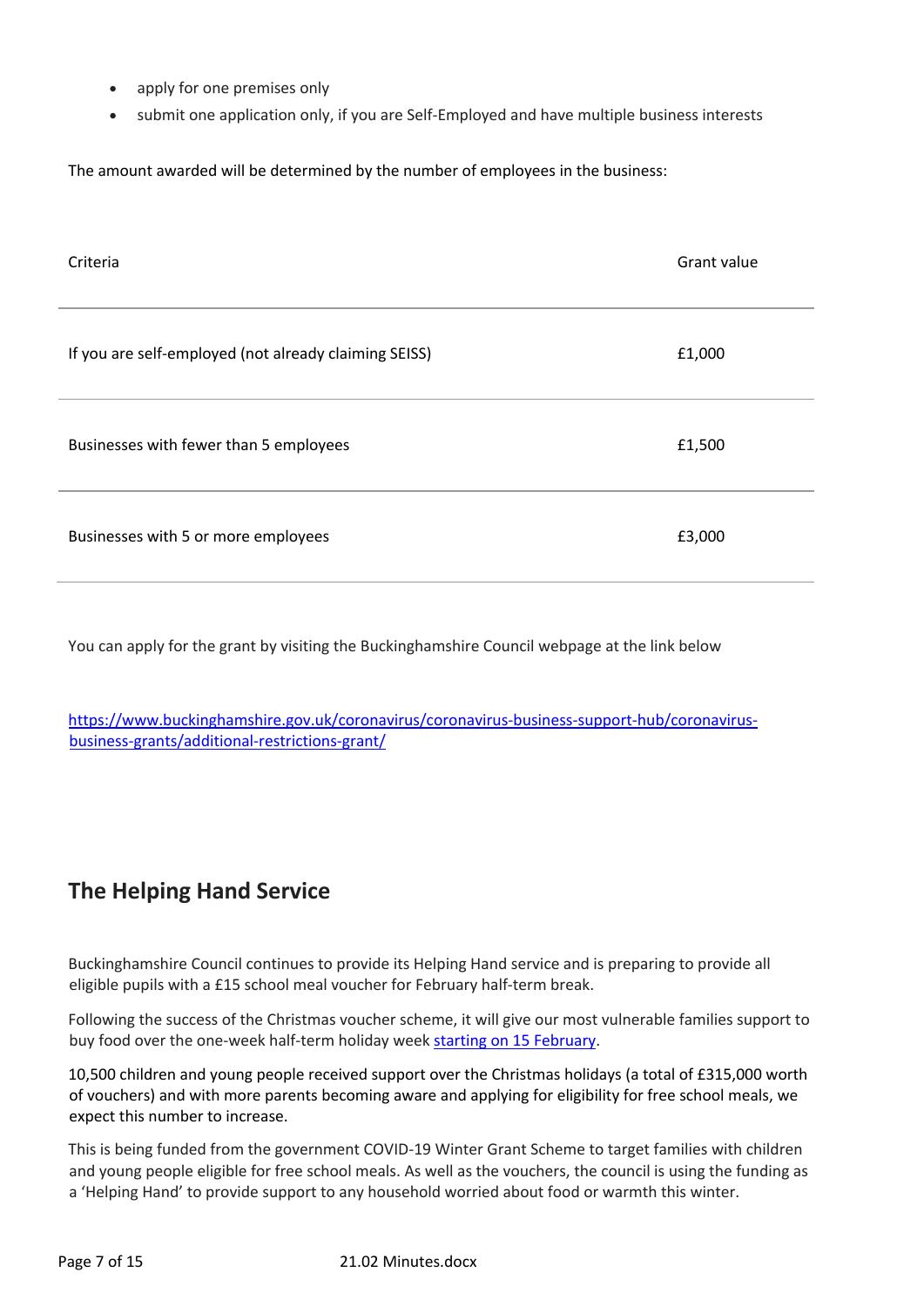- apply for one premises only
- submit one application only, if you are Self-Employed and have multiple business interests

The amount awarded will be determined by the number of employees in the business:

| Criteria | Grant value |
|---|---|
| If you are self-employed (not already claiming SEISS) | £1,000 |
| Businesses with fewer than 5 employees | £1,500 |
| Businesses with 5 or more employees | £3,000 |

You can apply for the grant by visiting the Buckinghamshire Council webpage at the link below

[https://www.buckinghamshire.gov.uk/coronavirus/coronavirus-business-support-hub/coronavirus-business-grants/additional-restrictions-grant/](https://www.buckinghamshire.gov.uk/coronavirus/coronavirus-business-support-hub/coronavirus-business-grants/additional-restrictions-grant/)

## The Helping Hand Service

Buckinghamshire Council continues to provide its Helping Hand service and is preparing to provide all eligible pupils with a £15 school meal voucher for February half-term break.

Following the success of the Christmas voucher scheme, it will give our most vulnerable families support to buy food over the one-week half-term holiday week starting on 15 February.

10,500 children and young people received support over the Christmas holidays (a total of £315,000 worth of vouchers) and with more parents becoming aware and applying for eligibility for free school meals, we expect this number to increase.

This is being funded from the government COVID-19 Winter Grant Scheme to target families with children and young people eligible for free school meals. As well as the vouchers, the council is using the funding as a 'Helping Hand' to provide support to any household worried about food or warmth this winter.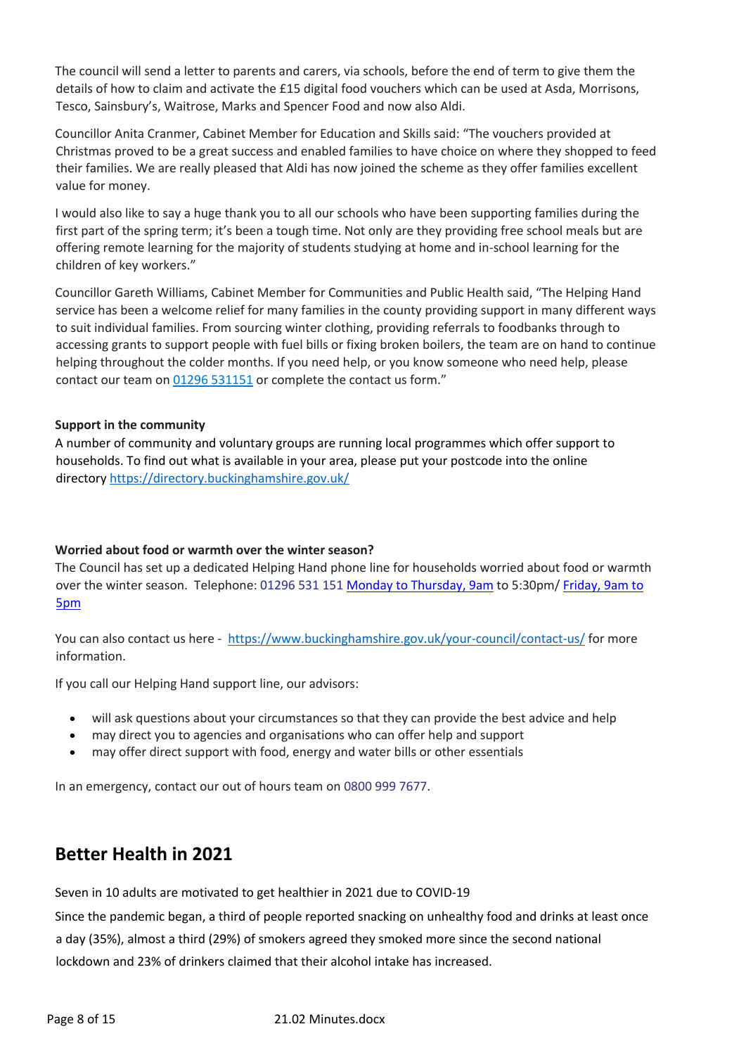The council will send a letter to parents and carers, via schools, before the end of term to give them the details of how to claim and activate the £15 digital food vouchers which can be used at Asda, Morrisons, Tesco, Sainsbury's, Waitrose, Marks and Spencer Food and now also Aldi.

Councillor Anita Cranmer, Cabinet Member for Education and Skills said: "The vouchers provided at Christmas proved to be a great success and enabled families to have choice on where they shopped to feed their families. We are really pleased that Aldi has now joined the scheme as they offer families excellent value for money.

I would also like to say a huge thank you to all our schools who have been supporting families during the first part of the spring term; it's been a tough time. Not only are they providing free school meals but are offering remote learning for the majority of students studying at home and in-school learning for the children of key workers."

Councillor Gareth Williams, Cabinet Member for Communities and Public Health said, "The Helping Hand service has been a welcome relief for many families in the county providing support in many different ways to suit individual families. From sourcing winter clothing, providing referrals to foodbanks through to accessing grants to support people with fuel bills or fixing broken boilers, the team are on hand to continue helping throughout the colder months. If you need help, or you know someone who need help, please contact our team on 01296 531151 or complete the contact us form."

**Support in the community**

A number of community and voluntary groups are running local programmes which offer support to households. To find out what is available in your area, please put your postcode into the online directory https://directory.buckinghamshire.gov.uk/

**Worried about food or warmth over the winter season?**

The Council has set up a dedicated Helping Hand phone line for households worried about food or warmth over the winter season. Telephone: 01296 531 151 Monday to Thursday, 9am to 5:30pm/ Friday, 9am to 5pm

You can also contact us here - https://www.buckinghamshire.gov.uk/your-council/contact-us/ for more information.

If you call our Helping Hand support line, our advisors:

- will ask questions about your circumstances so that they can provide the best advice and help
- may direct you to agencies and organisations who can offer help and support
- may offer direct support with food, energy and water bills or other essentials

In an emergency, contact our out of hours team on 0800 999 7677.

## Better Health in 2021

Seven in 10 adults are motivated to get healthier in 2021 due to COVID-19

Since the pandemic began, a third of people reported snacking on unhealthy food and drinks at least once a day (35%), almost a third (29%) of smokers agreed they smoked more since the second national lockdown and 23% of drinkers claimed that their alcohol intake has increased.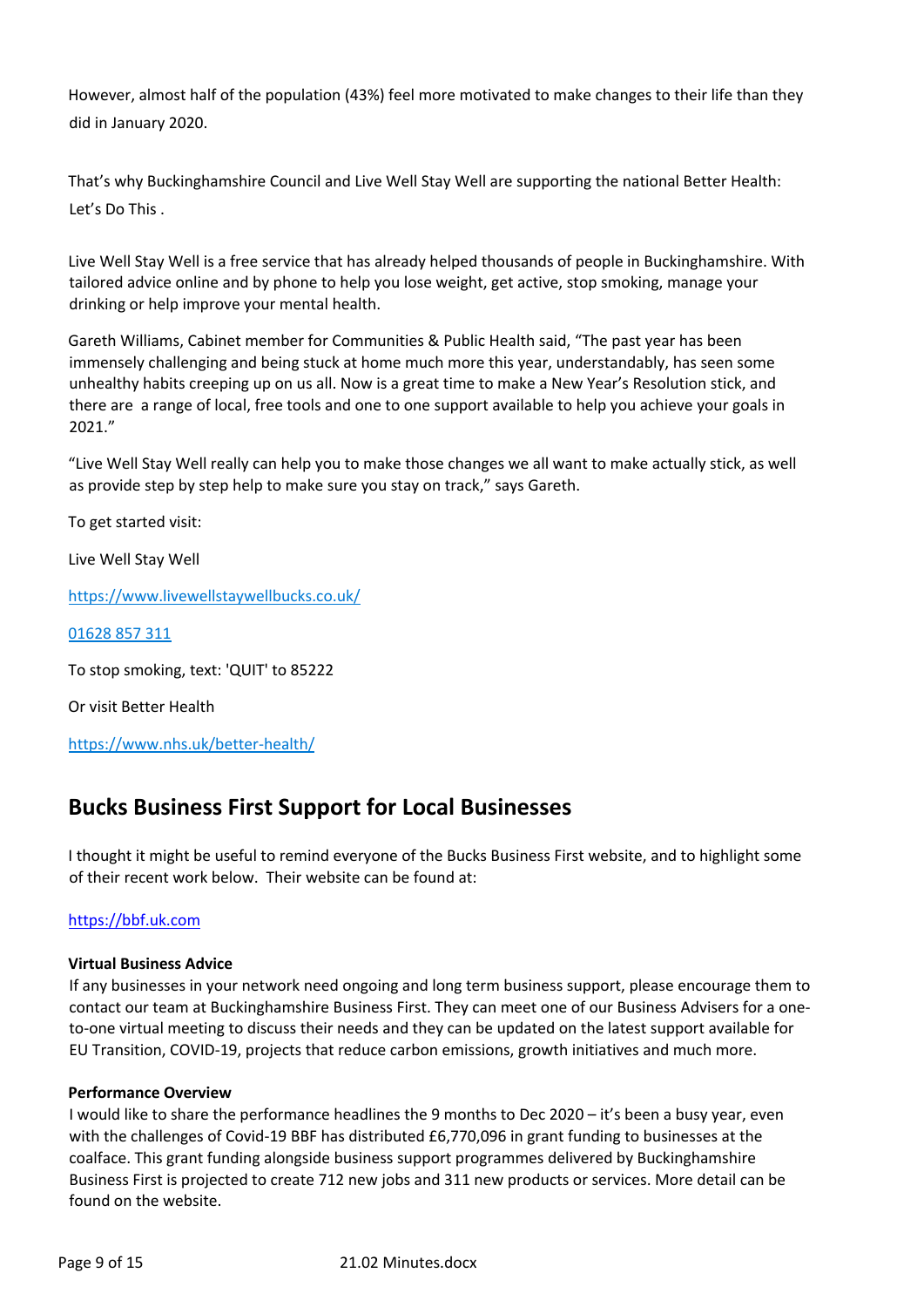However, almost half of the population (43%) feel more motivated to make changes to their life than they did in January 2020.

That's why Buckinghamshire Council and Live Well Stay Well are supporting the national Better Health: Let's Do This .

Live Well Stay Well is a free service that has already helped thousands of people in Buckinghamshire. With tailored advice online and by phone to help you lose weight, get active, stop smoking, manage your drinking or help improve your mental health.

Gareth Williams, Cabinet member for Communities & Public Health said, "The past year has been immensely challenging and being stuck at home much more this year, understandably, has seen some unhealthy habits creeping up on us all. Now is a great time to make a New Year's Resolution stick, and there are a range of local, free tools and one to one support available to help you achieve your goals in 2021."

"Live Well Stay Well really can help you to make those changes we all want to make actually stick, as well as provide step by step help to make sure you stay on track," says Gareth.

To get started visit:

Live Well Stay Well

https://www.livewellstaywellbucks.co.uk/

01628 857 311

To stop smoking, text: 'QUIT' to 85222

Or visit Better Health

https://www.nhs.uk/better-health/

## Bucks Business First Support for Local Businesses

I thought it might be useful to remind everyone of the Bucks Business First website, and to highlight some of their recent work below. Their website can be found at:

https://bbf.uk.com

**Virtual Business Advice**
If any businesses in your network need ongoing and long term business support, please encourage them to contact our team at Buckinghamshire Business First. They can meet one of our Business Advisers for a one-to-one virtual meeting to discuss their needs and they can be updated on the latest support available for EU Transition, COVID-19, projects that reduce carbon emissions, growth initiatives and much more.

**Performance Overview**
I would like to share the performance headlines the 9 months to Dec 2020 – it's been a busy year, even with the challenges of Covid-19 BBF has distributed £6,770,096 in grant funding to businesses at the coalface. This grant funding alongside business support programmes delivered by Buckinghamshire Business First is projected to create 712 new jobs and 311 new products or services. More detail can be found on the website.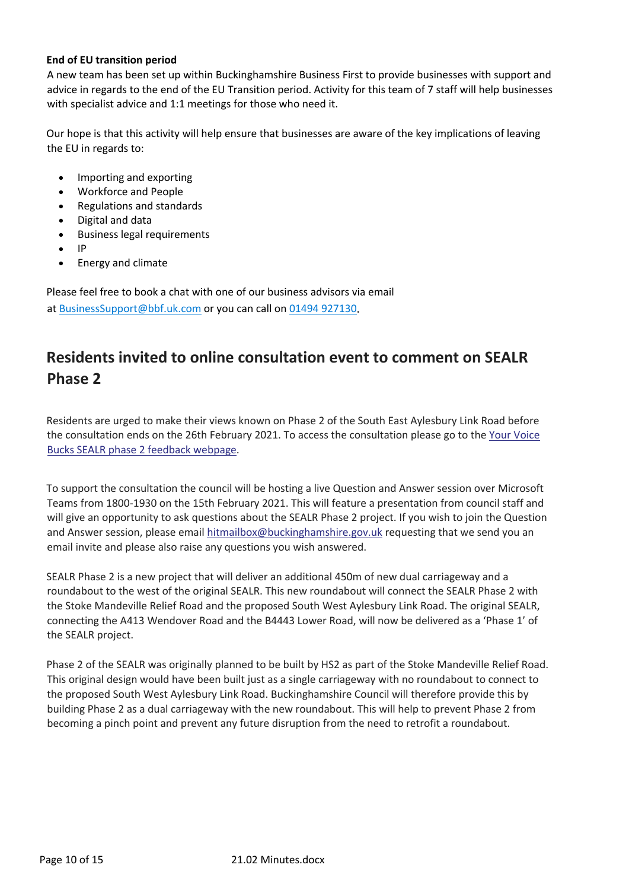**End of EU transition period**

A new team has been set up within Buckinghamshire Business First to provide businesses with support and advice in regards to the end of the EU Transition period. Activity for this team of 7 staff will help businesses with specialist advice and 1:1 meetings for those who need it.

Our hope is that this activity will help ensure that businesses are aware of the key implications of leaving the EU in regards to:

- Importing and exporting
- Workforce and People
- Regulations and standards
- Digital and data
- Business legal requirements
- IP
- Energy and climate

Please feel free to book a chat with one of our business advisors via email at BusinessSupport@bbf.uk.com or you can call on 01494 927130.

## Residents invited to online consultation event to comment on SEALR Phase 2

Residents are urged to make their views known on Phase 2 of the South East Aylesbury Link Road before the consultation ends on the 26th February 2021. To access the consultation please go to the Your Voice Bucks SEALR phase 2 feedback webpage.

To support the consultation the council will be hosting a live Question and Answer session over Microsoft Teams from 1800-1930 on the 15th February 2021. This will feature a presentation from council staff and will give an opportunity to ask questions about the SEALR Phase 2 project. If you wish to join the Question and Answer session, please email hitmailbox@buckinghamshire.gov.uk requesting that we send you an email invite and please also raise any questions you wish answered.

SEALR Phase 2 is a new project that will deliver an additional 450m of new dual carriageway and a roundabout to the west of the original SEALR. This new roundabout will connect the SEALR Phase 2 with the Stoke Mandeville Relief Road and the proposed South West Aylesbury Link Road. The original SEALR, connecting the A413 Wendover Road and the B4443 Lower Road, will now be delivered as a 'Phase 1' of the SEALR project.

Phase 2 of the SEALR was originally planned to be built by HS2 as part of the Stoke Mandeville Relief Road. This original design would have been built just as a single carriageway with no roundabout to connect to the proposed South West Aylesbury Link Road. Buckinghamshire Council will therefore provide this by building Phase 2 as a dual carriageway with the new roundabout. This will help to prevent Phase 2 from becoming a pinch point and prevent any future disruption from the need to retrofit a roundabout.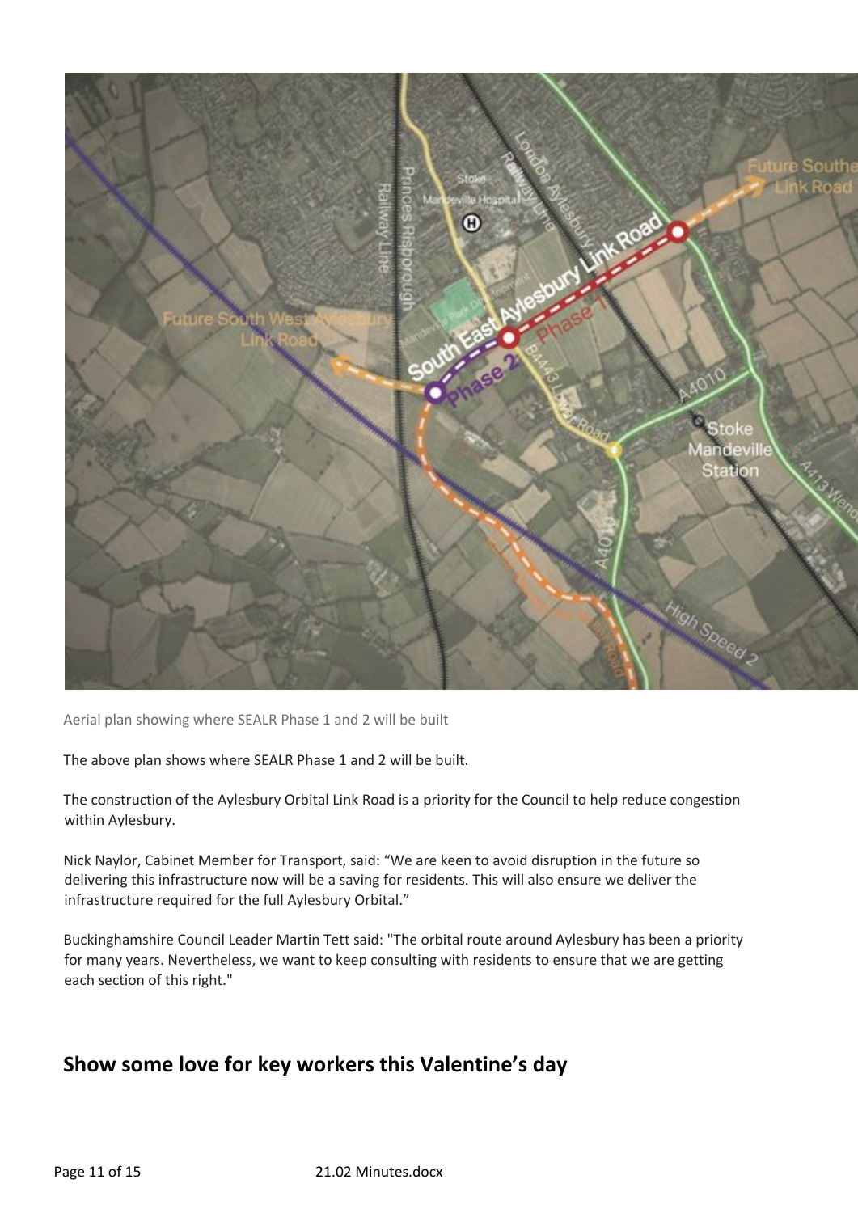Aerial plan showing where SEALR Phase 1 and 2 will be built

The above plan shows where SEALR Phase 1 and 2 will be built.

The construction of the Aylesbury Orbital Link Road is a priority for the Council to help reduce congestion within Aylesbury.

Nick Naylor, Cabinet Member for Transport, said: "We are keen to avoid disruption in the future so delivering this infrastructure now will be a saving for residents. This will also ensure we deliver the infrastructure required for the full Aylesbury Orbital."

Buckinghamshire Council Leader Martin Tett said: "The orbital route around Aylesbury has been a priority for many years. Nevertheless, we want to keep consulting with residents to ensure that we are getting each section of this right."

## Show some love for key workers this Valentine's day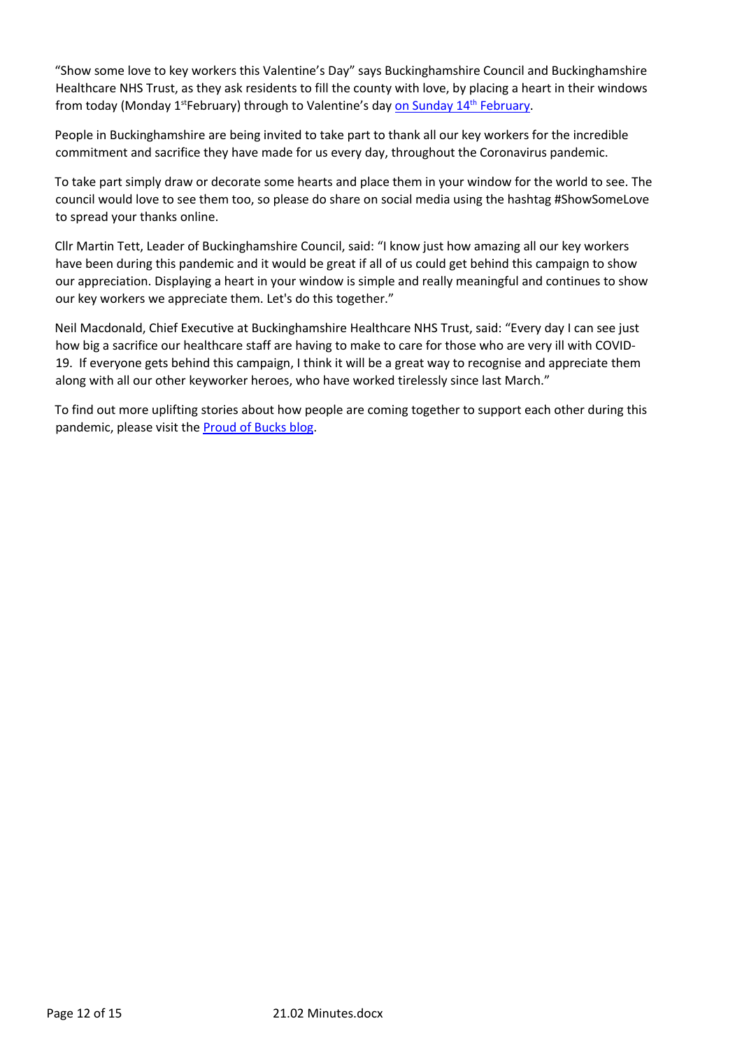"Show some love to key workers this Valentine's Day" says Buckinghamshire Council and Buckinghamshire Healthcare NHS Trust, as they ask residents to fill the county with love, by placing a heart in their windows from today (Monday 1st February) through to Valentine's day on Sunday 14th February.

People in Buckinghamshire are being invited to take part to thank all our key workers for the incredible commitment and sacrifice they have made for us every day, throughout the Coronavirus pandemic.

To take part simply draw or decorate some hearts and place them in your window for the world to see. The council would love to see them too, so please do share on social media using the hashtag #ShowSomeLove to spread your thanks online.

Cllr Martin Tett, Leader of Buckinghamshire Council, said: "I know just how amazing all our key workers have been during this pandemic and it would be great if all of us could get behind this campaign to show our appreciation. Displaying a heart in your window is simple and really meaningful and continues to show our key workers we appreciate them. Let's do this together."

Neil Macdonald, Chief Executive at Buckinghamshire Healthcare NHS Trust, said: "Every day I can see just how big a sacrifice our healthcare staff are having to make to care for those who are very ill with COVID-19. If everyone gets behind this campaign, I think it will be a great way to recognise and appreciate them along with all our other keyworker heroes, who have worked tirelessly since last March."

To find out more uplifting stories about how people are coming together to support each other during this pandemic, please visit the Proud of Bucks blog.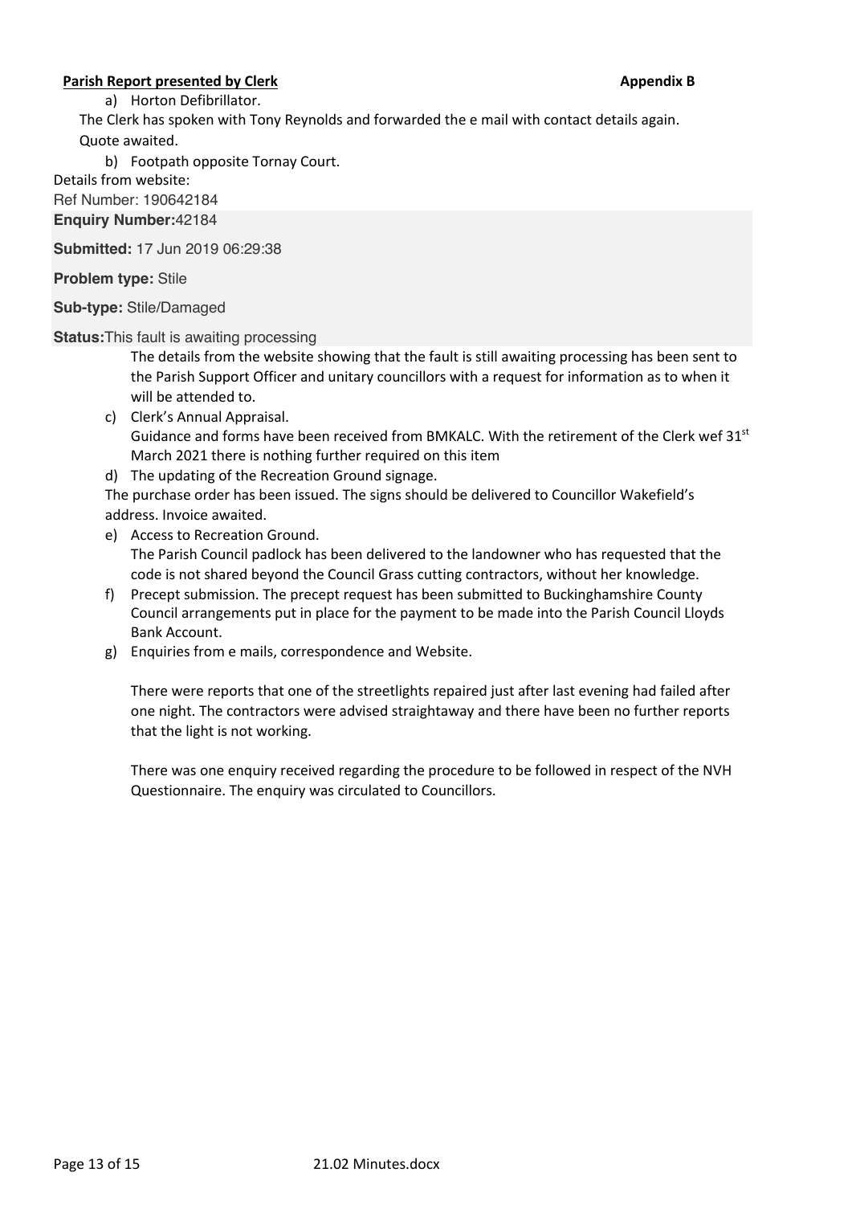**Parish Report presented by Clerk** **Appendix B**

a) Horton Defibrillator.

The Clerk has spoken with Tony Reynolds and forwarded the e mail with contact details again. Quote awaited.

b) Footpath opposite Tornay Court.

Details from website:

Ref Number: 190642184

**Enquiry Number:** 42184

**Submitted:** 17 Jun 2019 06:29:38

**Problem type:** Stile

**Sub-type:** Stile/Damaged

**Status:** This fault is awaiting processing

The details from the website showing that the fault is still awaiting processing has been sent to the Parish Support Officer and unitary councillors with a request for information as to when it will be attended to.

c) Clerk's Annual Appraisal.
Guidance and forms have been received from BMKALC. With the retirement of the Clerk wef 31st March 2021 there is nothing further required on this item

d) The updating of the Recreation Ground signage.
The purchase order has been issued. The signs should be delivered to Councillor Wakefield's address. Invoice awaited.

e) Access to Recreation Ground.
The Parish Council padlock has been delivered to the landowner who has requested that the code is not shared beyond the Council Grass cutting contractors, without her knowledge.

f) Precept submission. The precept request has been submitted to Buckinghamshire County Council arrangements put in place for the payment to be made into the Parish Council Lloyds Bank Account.

g) Enquiries from e mails, correspondence and Website.

There were reports that one of the streetlights repaired just after last evening had failed after one night. The contractors were advised straightaway and there have been no further reports that the light is not working.

There was one enquiry received regarding the procedure to be followed in respect of the NVH Questionnaire. The enquiry was circulated to Councillors.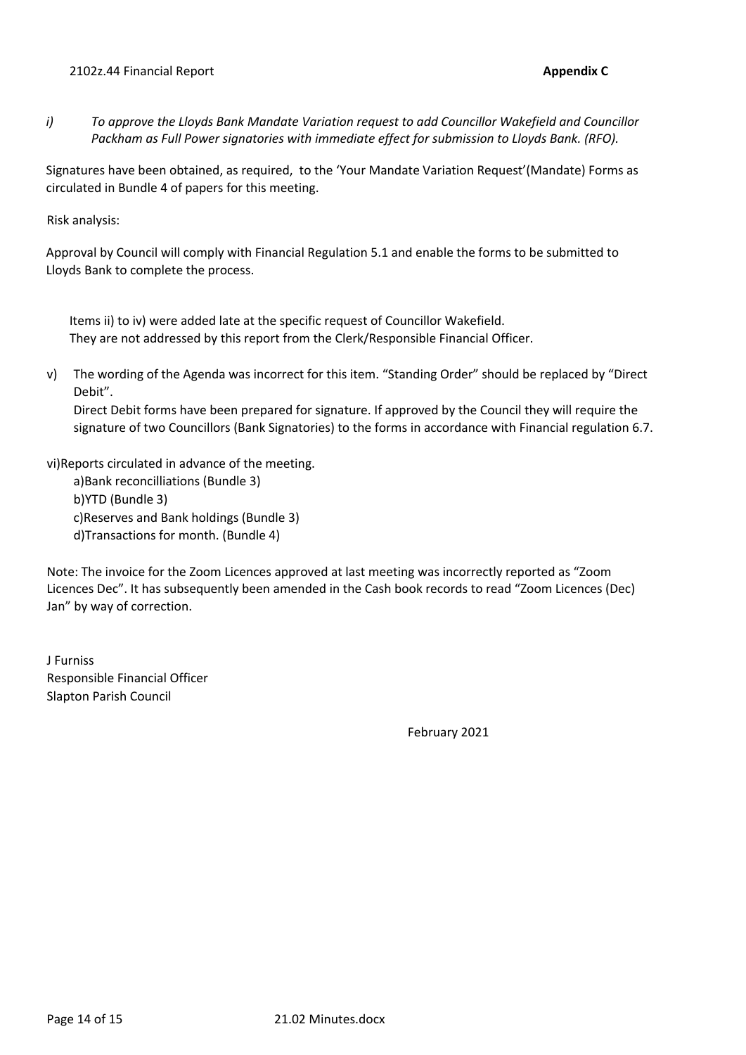2102z.44 Financial Report **Appendix C**

*i) To approve the Lloyds Bank Mandate Variation request to add Councillor Wakefield and Councillor Packham as Full Power signatories with immediate effect for submission to Lloyds Bank. (RFO).*

Signatures have been obtained, as required, to the 'Your Mandate Variation Request'(Mandate) Forms as circulated in Bundle 4 of papers for this meeting.

Risk analysis:

Approval by Council will comply with Financial Regulation 5.1 and enable the forms to be submitted to Lloyds Bank to complete the process.

Items ii) to iv) were added late at the specific request of Councillor Wakefield. They are not addressed by this report from the Clerk/Responsible Financial Officer.

v) The wording of the Agenda was incorrect for this item. "Standing Order" should be replaced by "Direct Debit".
Direct Debit forms have been prepared for signature. If approved by the Council they will require the signature of two Councillors (Bank Signatories) to the forms in accordance with Financial regulation 6.7.

vi)Reports circulated in advance of the meeting.
a)Bank reconcilliations (Bundle 3)
b)YTD (Bundle 3)
c)Reserves and Bank holdings (Bundle 3)
d)Transactions for month. (Bundle 4)

Note: The invoice for the Zoom Licences approved at last meeting was incorrectly reported as "Zoom Licences Dec". It has subsequently been amended in the Cash book records to read "Zoom Licences (Dec) Jan" by way of correction.

J Furniss
Responsible Financial Officer
Slapton Parish Council

February 2021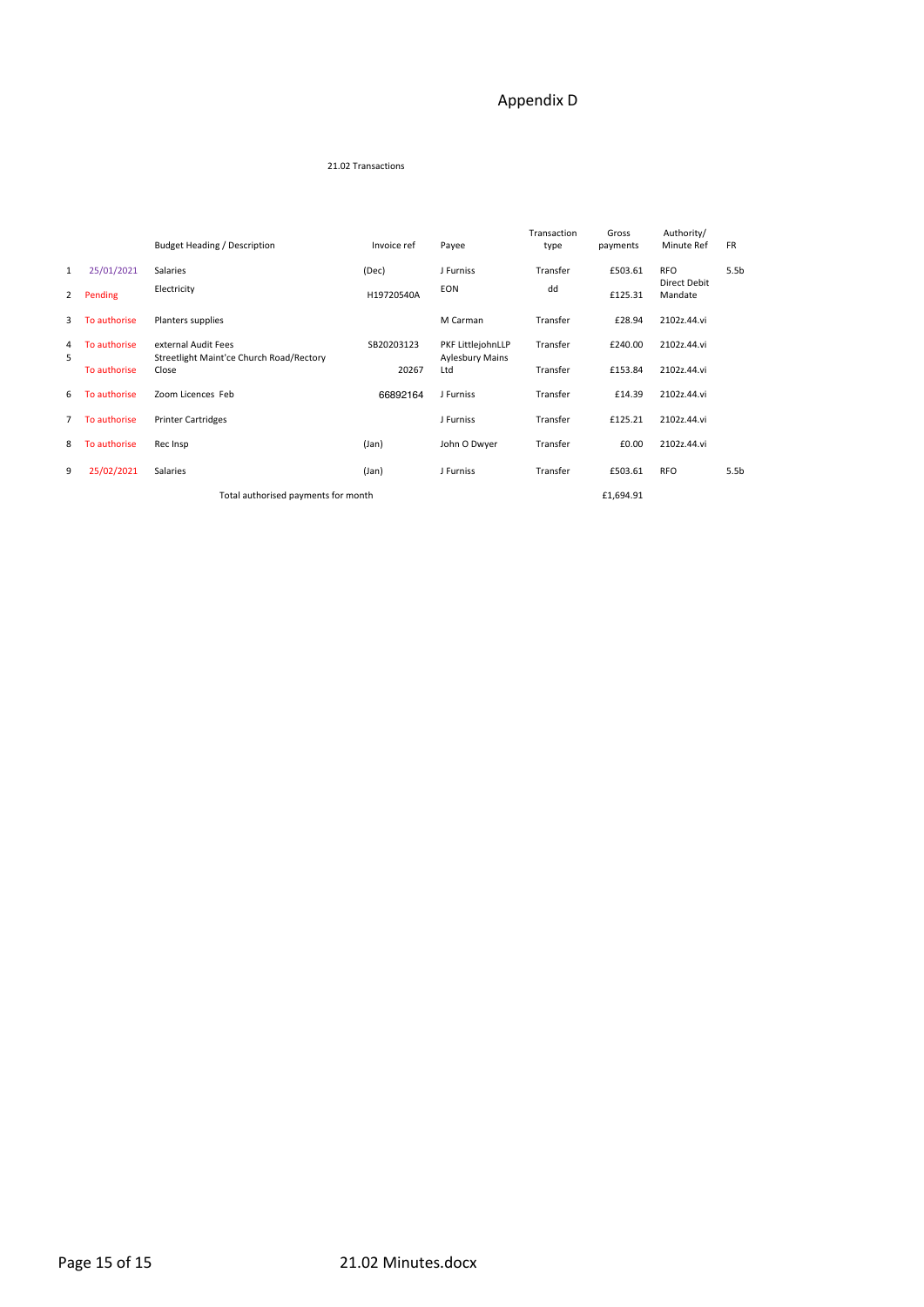# Appendix D

21.02 Transactions

| | | Budget Heading / Description | Invoice ref | Payee | Transaction type | Gross payments | Authority/ Minute Ref | FR |
|---|---|---|---|---|---|---|---|---|
| 1 | 25/01/2021 | Salaries | (Dec) | J Furniss | Transfer | £503.61 | RFO | 5.5b |
| 2 | Pending | Electricity | H19720540A | EON | dd | £125.31 | Direct Debit Mandate | |
| 3 | To authorise | Planters supplies | | M Carman | Transfer | £28.94 | 2102z.44.vi | |
| 4 | To authorise | external Audit Fees | SB20203123 | PKF LittlejohnLLP | Transfer | £240.00 | 2102z.44.vi | |
| 5 | To authorise | Streetlight Maint'ce Church Road/Rectory Close | 20267 | Aylesbury Mains Ltd | Transfer | £153.84 | 2102z.44.vi | |
| 6 | To authorise | Zoom Licences Feb | 66892164 | J Furniss | Transfer | £14.39 | 2102z.44.vi | |
| 7 | To authorise | Printer Cartridges | | J Furniss | Transfer | £125.21 | 2102z.44.vi | |
| 8 | To authorise | Rec Insp | (Jan) | John O Dwyer | Transfer | £0.00 | 2102z.44.vi | |
| 9 | 25/02/2021 | Salaries | (Jan) | J Furniss | Transfer | £503.61 | RFO | 5.5b |
| | | Total authorised payments for month | | | | £1,694.91 | | |